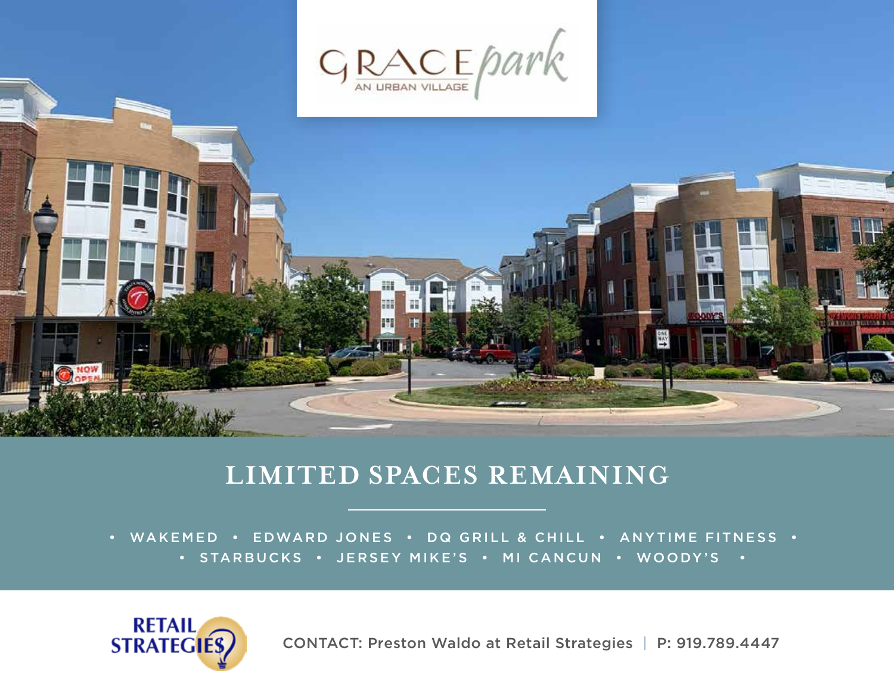# GRACE park

AN URBAN VILLAGE

## LIMITED SPACES REMAINING

• WAKEMED • EDWARD JONES • DQ GRILL & CHILL • ANYTIME FITNESS •
• STARBUCKS • JERSEY MIKE'S • MI CANCUN • WOODY'S •

RETAIL STRATEGIES

CONTACT: Preston Waldo at Retail Strategies | P: 919.789.4447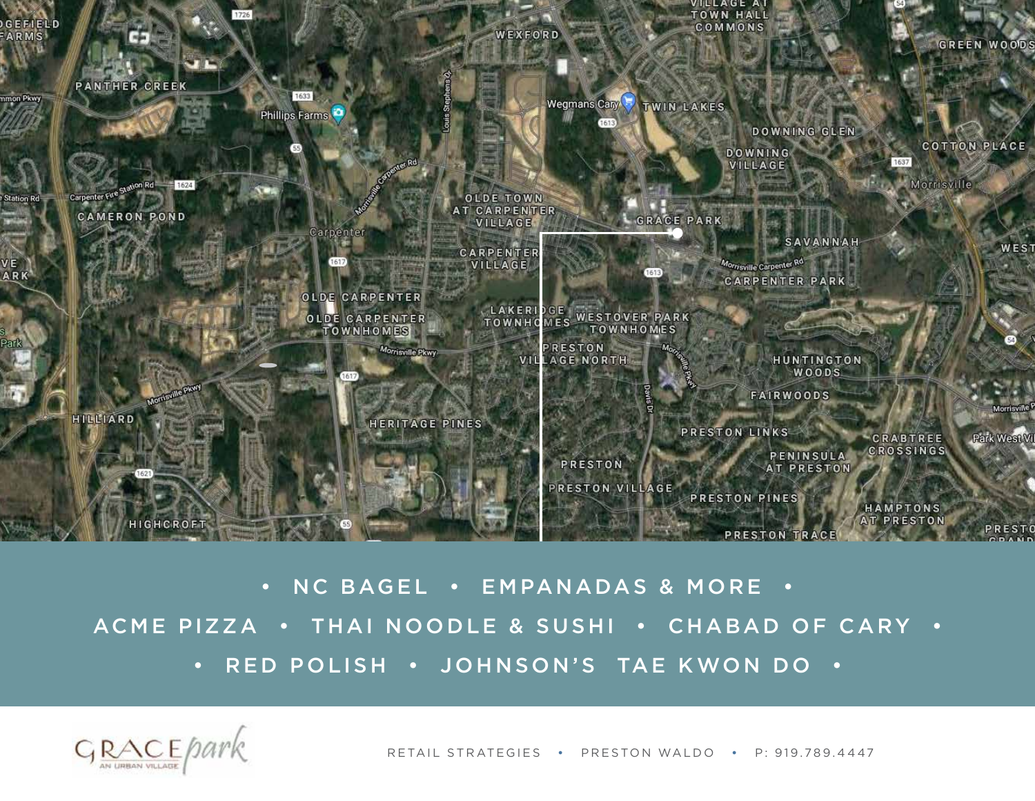• NC BAGEL • EMPANADAS & MORE •

ACME PIZZA • THAI NOODLE & SUSHI • CHABAD OF CARY •

• RED POLISH • JOHNSON'S TAE KWON DO •

GRACE park AN URBAN VILLAGE

RETAIL STRATEGIES • PRESTON WALDO • P: 919.789.4447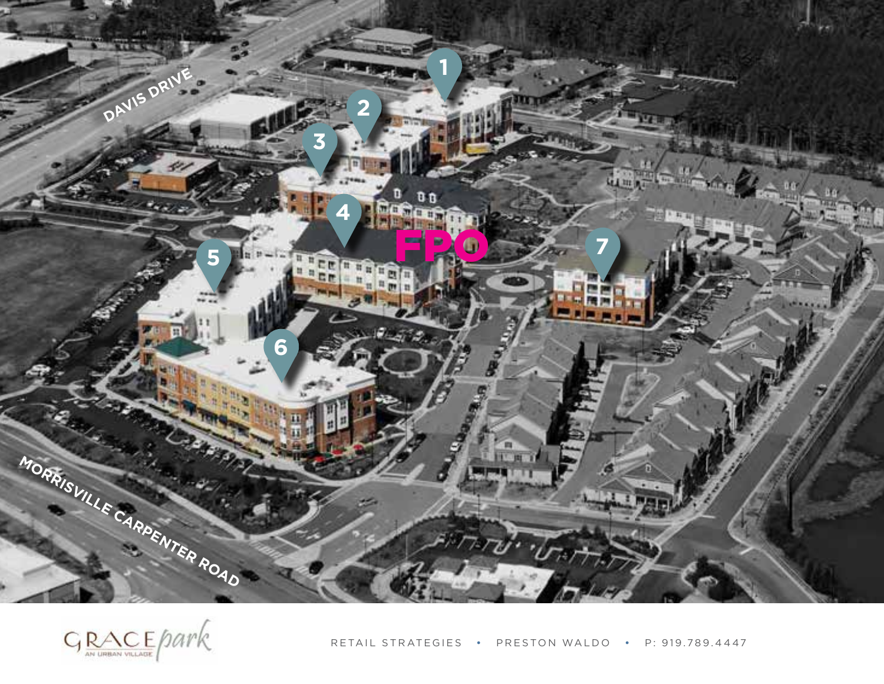DAVIS DRIVE

1

2

3

4

FPO

5

7

6

MORRISVILLE CARPENTER ROAD

GRACE park

AN URBAN VILLAGE

RETAIL STRATEGIES • PRESTON WALDO • P: 919.789.4447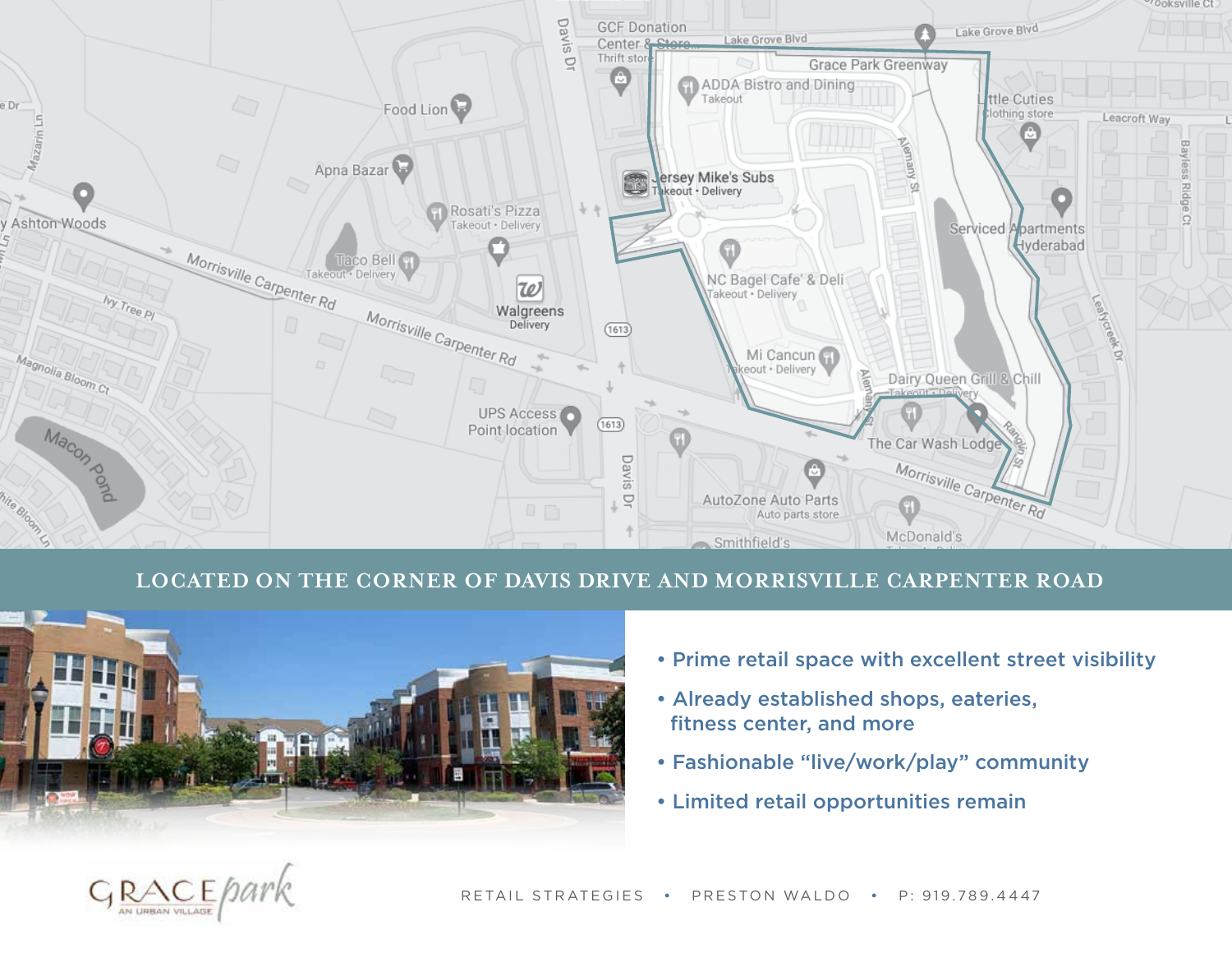## LOCATED ON THE CORNER OF DAVIS DRIVE AND MORRISVILLE CARPENTER ROAD

- Prime retail space with excellent street visibility
- Already established shops, eateries, fitness center, and more
- Fashionable "live/work/play" community
- Limited retail opportunities remain

GRACE park AN URBAN VILLAGE

RETAIL STRATEGIES • PRESTON WALDO • P: 919.789.4447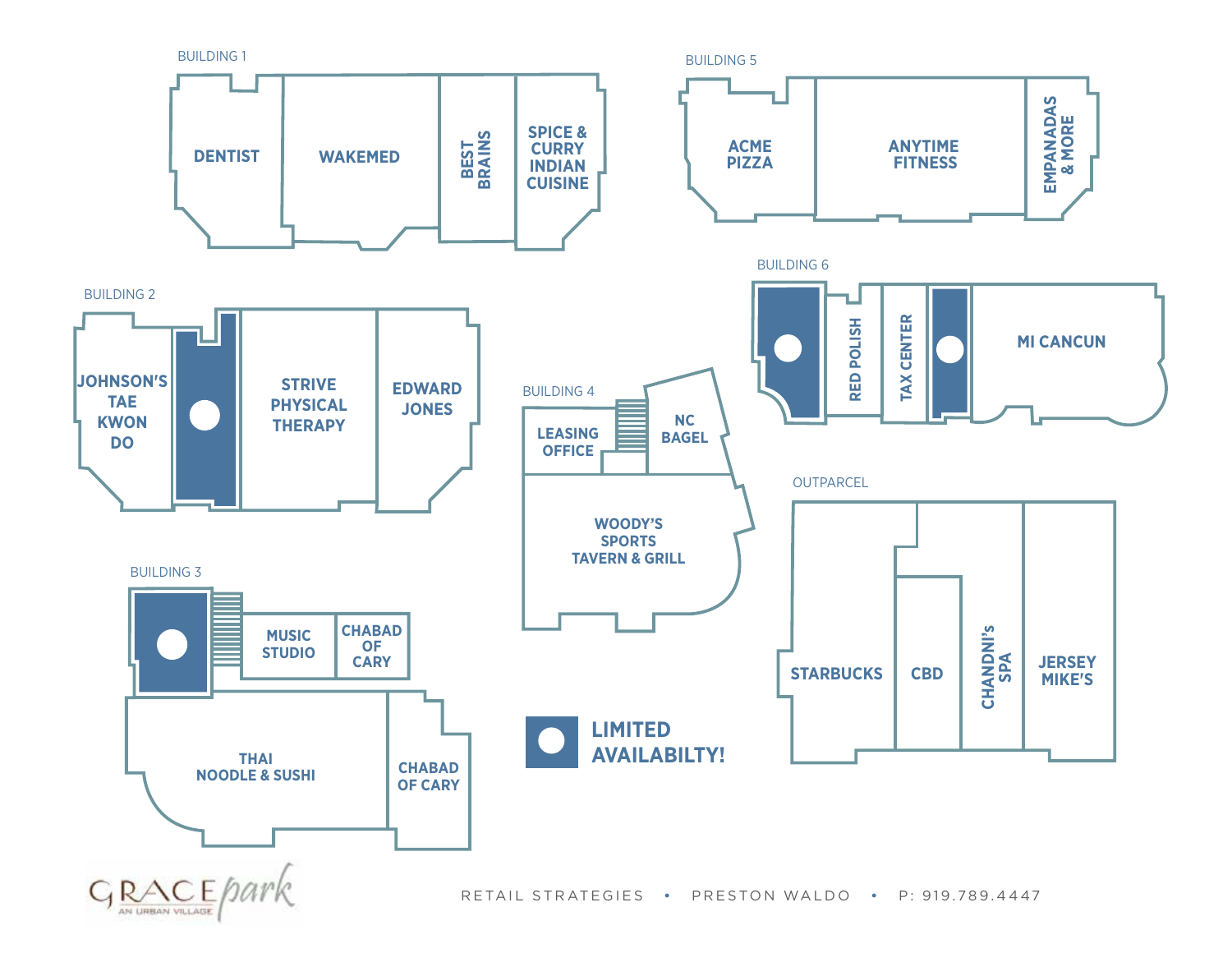BUILDING 1

DENTIST

WAKEMED

BEST BRAINS

SPICE & CURRY INDIAN CUISINE

BUILDING 5

ACME PIZZA

ANYTIME FITNESS

EMPANADAS & MORE

BUILDING 2

JOHNSON'S TAE KWON DO

STRIVE PHYSICAL THERAPY

EDWARD JONES

BUILDING 4

LEASING OFFICE

NC BAGEL

WOODY'S SPORTS TAVERN & GRILL

BUILDING 6

RED POLISH

TAX CENTER

MI CANCUN

OUTPARCEL

STARBUCKS

CBD

CHANDNI's SPA

JERSEY MIKE'S

BUILDING 3

MUSIC STUDIO

CHABAD OF CARY

THAI NOODLE & SUSHI

CHABAD OF CARY

LIMITED AVAILABILTY!

GRACE park AN URBAN VILLAGE

RETAIL STRATEGIES • PRESTON WALDO • P: 919.789.4447